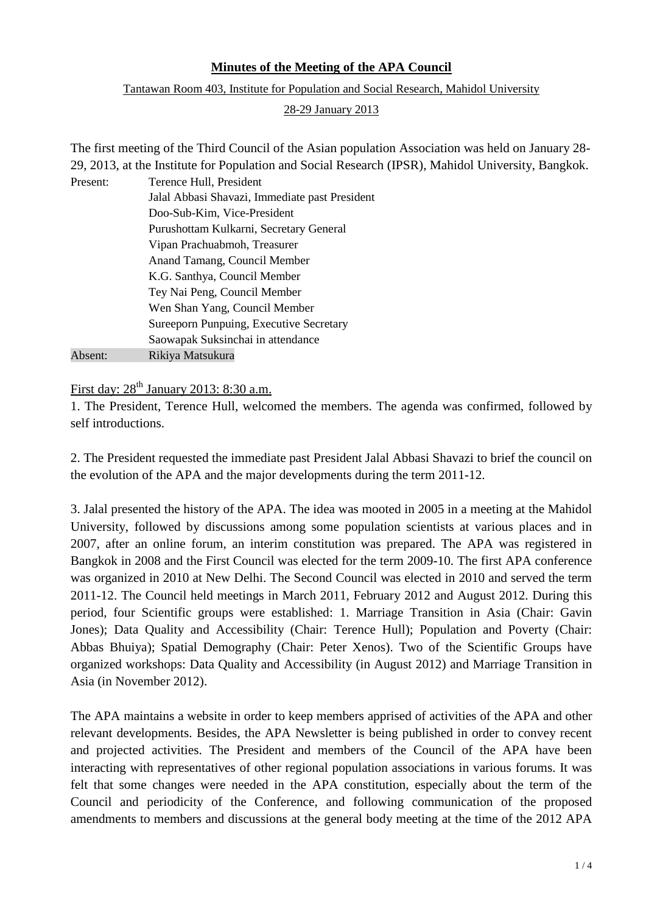**Minutes of the Meeting of the APA Council**

Tantawan Room 403, Institute for Population and Social Research, Mahidol University

28-29 January 2013

The first meeting of the Third Council of the Asian population Association was held on January 28-29, 2013, at the Institute for Population and Social Research (IPSR), Mahidol University, Bangkok.

| | |
|---|---|
| Present: | Terence Hull, President |
| | Jalal Abbasi Shavazi, Immediate past President |
| | Doo-Sub-Kim, Vice-President |
| | Purushottam Kulkarni, Secretary General |
| | Vipan Prachuabmoh, Treasurer |
| | Anand Tamang, Council Member |
| | K.G. Santhya, Council Member |
| | Tey Nai Peng, Council Member |
| | Wen Shan Yang, Council Member |
| | Sureeporn Punpuing, Executive Secretary |
| | Saowapak Suksinchai in attendance |
| Absent: | Rikiya Matsukura |

First day: 28th January 2013: 8:30 a.m.

1. The President, Terence Hull, welcomed the members. The agenda was confirmed, followed by self introductions.

2. The President requested the immediate past President Jalal Abbasi Shavazi to brief the council on the evolution of the APA and the major developments during the term 2011-12.

3. Jalal presented the history of the APA. The idea was mooted in 2005 in a meeting at the Mahidol University, followed by discussions among some population scientists at various places and in 2007, after an online forum, an interim constitution was prepared. The APA was registered in Bangkok in 2008 and the First Council was elected for the term 2009-10. The first APA conference was organized in 2010 at New Delhi. The Second Council was elected in 2010 and served the term 2011-12. The Council held meetings in March 2011, February 2012 and August 2012. During this period, four Scientific groups were established: 1. Marriage Transition in Asia (Chair: Gavin Jones); Data Quality and Accessibility (Chair: Terence Hull); Population and Poverty (Chair: Abbas Bhuiya); Spatial Demography (Chair: Peter Xenos). Two of the Scientific Groups have organized workshops: Data Quality and Accessibility (in August 2012) and Marriage Transition in Asia (in November 2012).

The APA maintains a website in order to keep members apprised of activities of the APA and other relevant developments. Besides, the APA Newsletter is being published in order to convey recent and projected activities. The President and members of the Council of the APA have been interacting with representatives of other regional population associations in various forums. It was felt that some changes were needed in the APA constitution, especially about the term of the Council and periodicity of the Conference, and following communication of the proposed amendments to members and discussions at the general body meeting at the time of the 2012 APA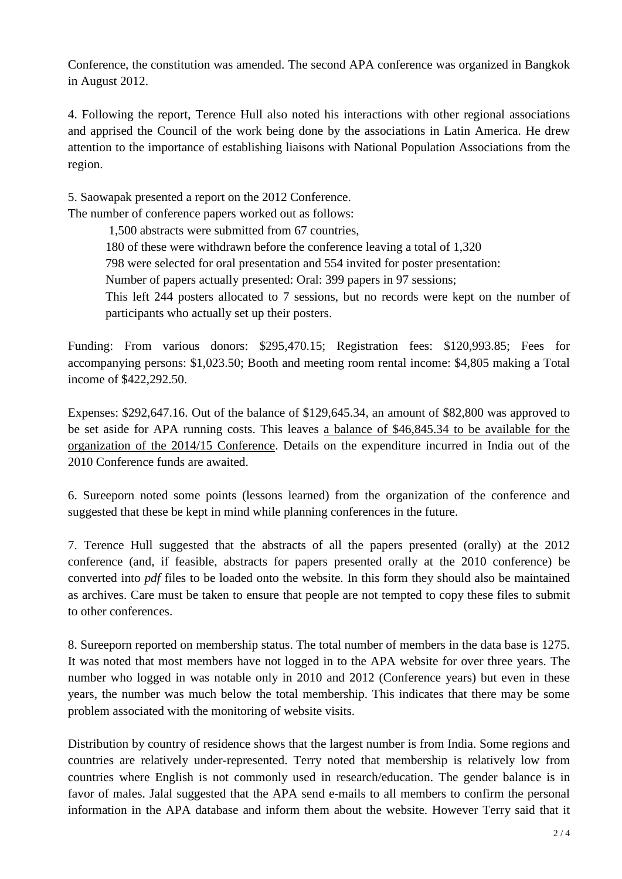Conference, the constitution was amended. The second APA conference was organized in Bangkok in August 2012.

4. Following the report, Terence Hull also noted his interactions with other regional associations and apprised the Council of the work being done by the associations in Latin America. He drew attention to the importance of establishing liaisons with National Population Associations from the region.

5. Saowapak presented a report on the 2012 Conference.
The number of conference papers worked out as follows:

> 1,500 abstracts were submitted from 67 countries,
> 180 of these were withdrawn before the conference leaving a total of 1,320
> 798 were selected for oral presentation and 554 invited for poster presentation:
> Number of papers actually presented: Oral: 399 papers in 97 sessions;
> This left 244 posters allocated to 7 sessions, but no records were kept on the number of participants who actually set up their posters.

Funding: From various donors: $295,470.15; Registration fees: $120,993.85; Fees for accompanying persons: $1,023.50; Booth and meeting room rental income: $4,805 making a Total income of $422,292.50.

Expenses: $292,647.16. Out of the balance of $129,645.34, an amount of $82,800 was approved to be set aside for APA running costs. This leaves <u>a balance of $46,845.34 to be available for the organization of the 2014/15 Conference</u>. Details on the expenditure incurred in India out of the 2010 Conference funds are awaited.

6. Sureeporn noted some points (lessons learned) from the organization of the conference and suggested that these be kept in mind while planning conferences in the future.

7. Terence Hull suggested that the abstracts of all the papers presented (orally) at the 2012 conference (and, if feasible, abstracts for papers presented orally at the 2010 conference) be converted into *pdf* files to be loaded onto the website. In this form they should also be maintained as archives. Care must be taken to ensure that people are not tempted to copy these files to submit to other conferences.

8. Sureeporn reported on membership status. The total number of members in the data base is 1275. It was noted that most members have not logged in to the APA website for over three years. The number who logged in was notable only in 2010 and 2012 (Conference years) but even in these years, the number was much below the total membership. This indicates that there may be some problem associated with the monitoring of website visits.

Distribution by country of residence shows that the largest number is from India. Some regions and countries are relatively under-represented. Terry noted that membership is relatively low from countries where English is not commonly used in research/education. The gender balance is in favor of males. Jalal suggested that the APA send e-mails to all members to confirm the personal information in the APA database and inform them about the website. However Terry said that it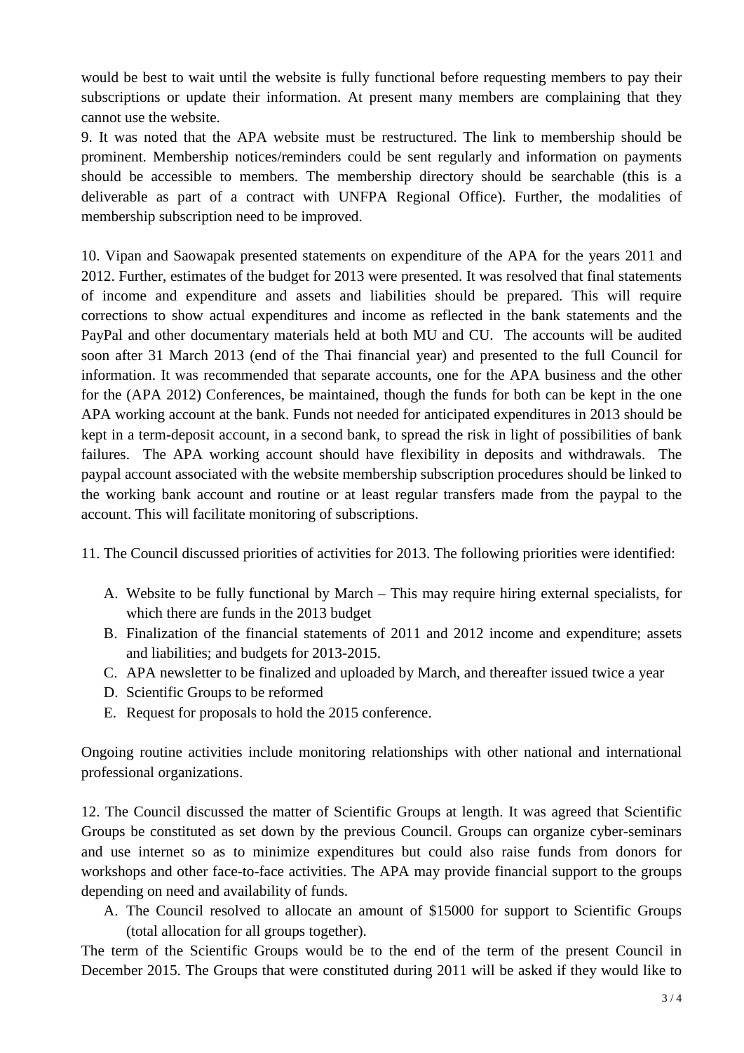would be best to wait until the website is fully functional before requesting members to pay their subscriptions or update their information. At present many members are complaining that they cannot use the website.

9. It was noted that the APA website must be restructured. The link to membership should be prominent. Membership notices/reminders could be sent regularly and information on payments should be accessible to members. The membership directory should be searchable (this is a deliverable as part of a contract with UNFPA Regional Office). Further, the modalities of membership subscription need to be improved.

10. Vipan and Saowapak presented statements on expenditure of the APA for the years 2011 and 2012. Further, estimates of the budget for 2013 were presented. It was resolved that final statements of income and expenditure and assets and liabilities should be prepared. This will require corrections to show actual expenditures and income as reflected in the bank statements and the PayPal and other documentary materials held at both MU and CU. The accounts will be audited soon after 31 March 2013 (end of the Thai financial year) and presented to the full Council for information. It was recommended that separate accounts, one for the APA business and the other for the (APA 2012) Conferences, be maintained, though the funds for both can be kept in the one APA working account at the bank. Funds not needed for anticipated expenditures in 2013 should be kept in a term-deposit account, in a second bank, to spread the risk in light of possibilities of bank failures. The APA working account should have flexibility in deposits and withdrawals. The paypal account associated with the website membership subscription procedures should be linked to the working bank account and routine or at least regular transfers made from the paypal to the account. This will facilitate monitoring of subscriptions.

11. The Council discussed priorities of activities for 2013. The following priorities were identified:

A. Website to be fully functional by March – This may require hiring external specialists, for which there are funds in the 2013 budget
B. Finalization of the financial statements of 2011 and 2012 income and expenditure; assets and liabilities; and budgets for 2013-2015.
C. APA newsletter to be finalized and uploaded by March, and thereafter issued twice a year
D. Scientific Groups to be reformed
E. Request for proposals to hold the 2015 conference.

Ongoing routine activities include monitoring relationships with other national and international professional organizations.

12. The Council discussed the matter of Scientific Groups at length. It was agreed that Scientific Groups be constituted as set down by the previous Council. Groups can organize cyber-seminars and use internet so as to minimize expenditures but could also raise funds from donors for workshops and other face-to-face activities. The APA may provide financial support to the groups depending on need and availability of funds.

A. The Council resolved to allocate an amount of $15000 for support to Scientific Groups (total allocation for all groups together).

The term of the Scientific Groups would be to the end of the term of the present Council in December 2015. The Groups that were constituted during 2011 will be asked if they would like to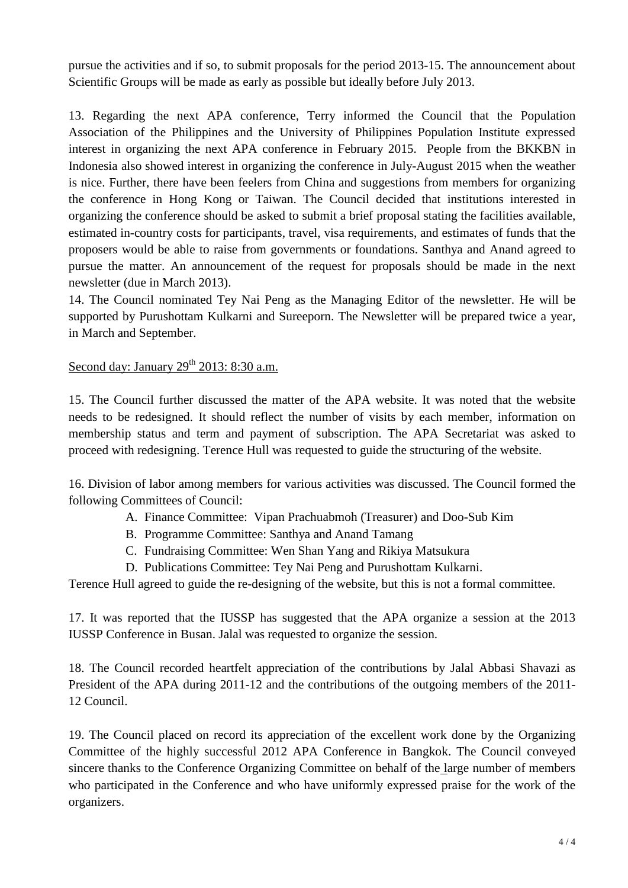pursue the activities and if so, to submit proposals for the period 2013-15. The announcement about Scientific Groups will be made as early as possible but ideally before July 2013.

13. Regarding the next APA conference, Terry informed the Council that the Population Association of the Philippines and the University of Philippines Population Institute expressed interest in organizing the next APA conference in February 2015. People from the BKKBN in Indonesia also showed interest in organizing the conference in July-August 2015 when the weather is nice. Further, there have been feelers from China and suggestions from members for organizing the conference in Hong Kong or Taiwan. The Council decided that institutions interested in organizing the conference should be asked to submit a brief proposal stating the facilities available, estimated in-country costs for participants, travel, visa requirements, and estimates of funds that the proposers would be able to raise from governments or foundations. Santhya and Anand agreed to pursue the matter. An announcement of the request for proposals should be made in the next newsletter (due in March 2013).

14. The Council nominated Tey Nai Peng as the Managing Editor of the newsletter. He will be supported by Purushottam Kulkarni and Sureeporn. The Newsletter will be prepared twice a year, in March and September.

Second day: January 29th 2013: 8:30 a.m.

15. The Council further discussed the matter of the APA website. It was noted that the website needs to be redesigned. It should reflect the number of visits by each member, information on membership status and term and payment of subscription. The APA Secretariat was asked to proceed with redesigning. Terence Hull was requested to guide the structuring of the website.

16. Division of labor among members for various activities was discussed. The Council formed the following Committees of Council:

A. Finance Committee: Vipan Prachuabmoh (Treasurer) and Doo-Sub Kim
B. Programme Committee: Santhya and Anand Tamang
C. Fundraising Committee: Wen Shan Yang and Rikiya Matsukura
D. Publications Committee: Tey Nai Peng and Purushottam Kulkarni.

Terence Hull agreed to guide the re-designing of the website, but this is not a formal committee.

17. It was reported that the IUSSP has suggested that the APA organize a session at the 2013 IUSSP Conference in Busan. Jalal was requested to organize the session.

18. The Council recorded heartfelt appreciation of the contributions by Jalal Abbasi Shavazi as President of the APA during 2011-12 and the contributions of the outgoing members of the 2011-12 Council.

19. The Council placed on record its appreciation of the excellent work done by the Organizing Committee of the highly successful 2012 APA Conference in Bangkok. The Council conveyed sincere thanks to the Conference Organizing Committee on behalf of the large number of members who participated in the Conference and who have uniformly expressed praise for the work of the organizers.